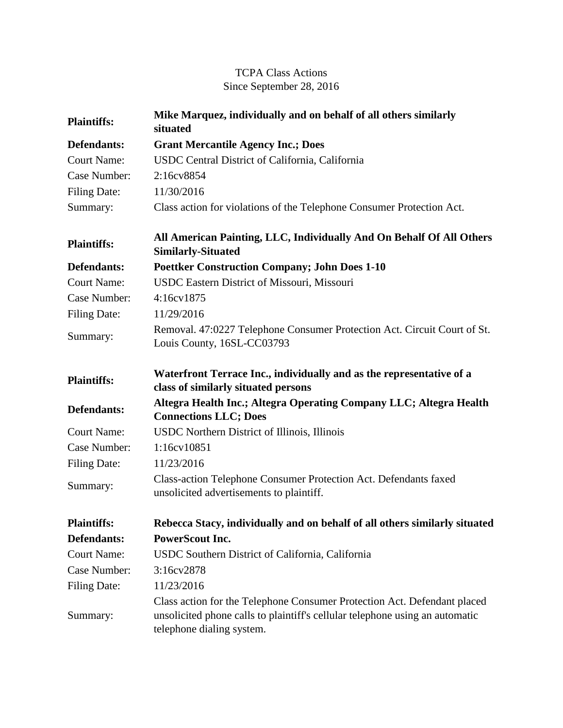# TCPA Class Actions
## Since September 28, 2016

| | |
|---|---|
| **Plaintiffs:** | **Mike Marquez, individually and on behalf of all others similarly situated** |
| **Defendants:** | **Grant Mercantile Agency Inc.; Does** |
| Court Name: | USDC Central District of California, California |
| Case Number: | 2:16cv8854 |
| Filing Date: | 11/30/2016 |
| Summary: | Class action for violations of the Telephone Consumer Protection Act. |

| | |
|---|---|
| **Plaintiffs:** | **All American Painting, LLC, Individually And On Behalf Of All Others Similarly-Situated** |
| **Defendants:** | **Poettker Construction Company; John Does 1-10** |
| Court Name: | USDC Eastern District of Missouri, Missouri |
| Case Number: | 4:16cv1875 |
| Filing Date: | 11/29/2016 |
| Summary: | Removal. 47:0227 Telephone Consumer Protection Act. Circuit Court of St. Louis County, 16SL-CC03793 |

| | |
|---|---|
| **Plaintiffs:** | **Waterfront Terrace Inc., individually and as the representative of a class of similarly situated persons** |
| **Defendants:** | **Altegra Health Inc.; Altegra Operating Company LLC; Altegra Health Connections LLC; Does** |
| Court Name: | USDC Northern District of Illinois, Illinois |
| Case Number: | 1:16cv10851 |
| Filing Date: | 11/23/2016 |
| Summary: | Class-action Telephone Consumer Protection Act. Defendants faxed unsolicited advertisements to plaintiff. |

| | |
|---|---|
| **Plaintiffs:** | **Rebecca Stacy, individually and on behalf of all others similarly situated** |
| **Defendants:** | **PowerScout Inc.** |
| Court Name: | USDC Southern District of California, California |
| Case Number: | 3:16cv2878 |
| Filing Date: | 11/23/2016 |
| Summary: | Class action for the Telephone Consumer Protection Act. Defendant placed unsolicited phone calls to plaintiff's cellular telephone using an automatic telephone dialing system. |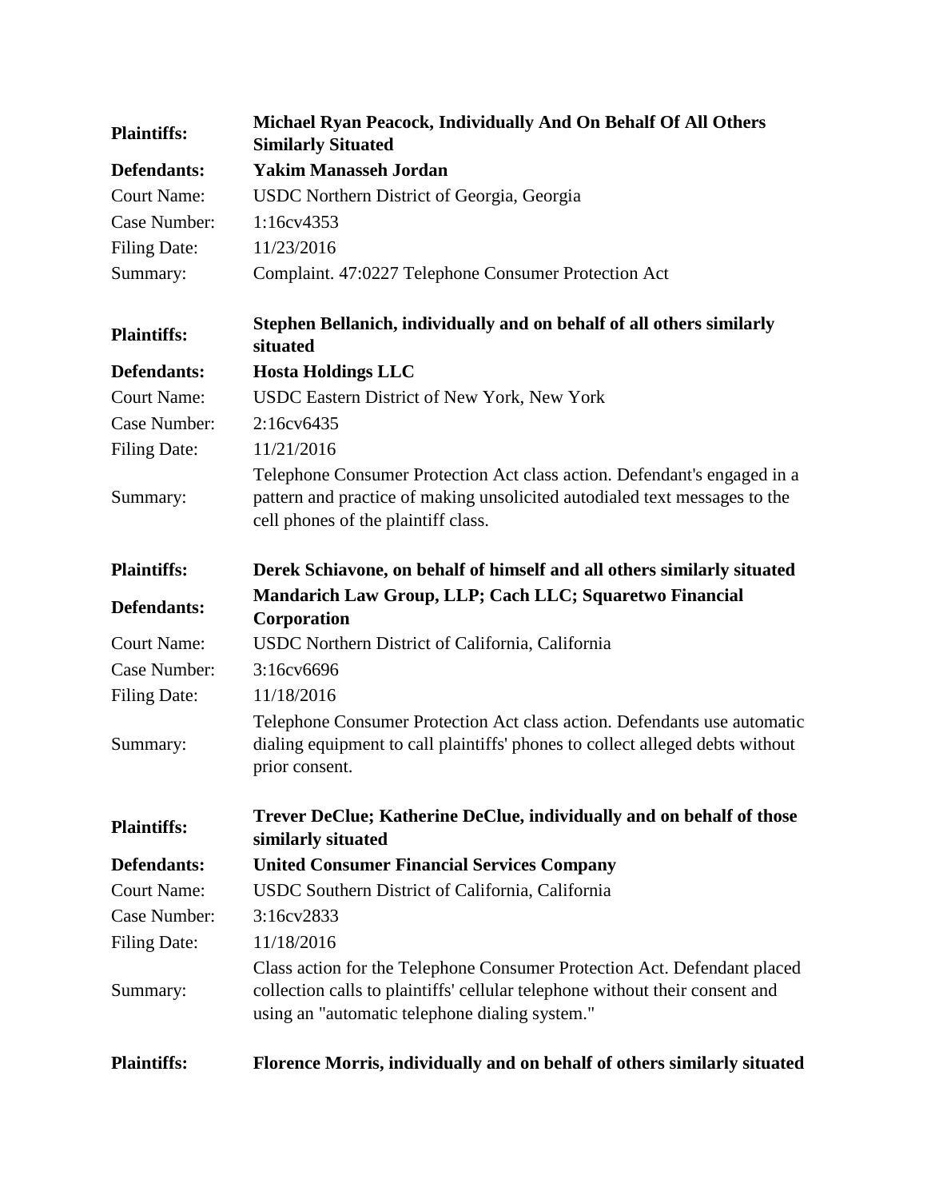| | |
|---|---|
| **Plaintiffs:** | **Michael Ryan Peacock, Individually And On Behalf Of All Others Similarly Situated** |
| **Defendants:** | **Yakim Manasseh Jordan** |
| Court Name: | USDC Northern District of Georgia, Georgia |
| Case Number: | 1:16cv4353 |
| Filing Date: | 11/23/2016 |
| Summary: | Complaint. 47:0227 Telephone Consumer Protection Act |

| | |
|---|---|
| **Plaintiffs:** | **Stephen Bellanich, individually and on behalf of all others similarly situated** |
| **Defendants:** | **Hosta Holdings LLC** |
| Court Name: | USDC Eastern District of New York, New York |
| Case Number: | 2:16cv6435 |
| Filing Date: | 11/21/2016 |
| Summary: | Telephone Consumer Protection Act class action. Defendant's engaged in a pattern and practice of making unsolicited autodialed text messages to the cell phones of the plaintiff class. |

| | |
|---|---|
| **Plaintiffs:** | **Derek Schiavone, on behalf of himself and all others similarly situated** |
| **Defendants:** | **Mandarich Law Group, LLP; Cach LLC; Squaretwo Financial Corporation** |
| Court Name: | USDC Northern District of California, California |
| Case Number: | 3:16cv6696 |
| Filing Date: | 11/18/2016 |
| Summary: | Telephone Consumer Protection Act class action. Defendants use automatic dialing equipment to call plaintiffs' phones to collect alleged debts without prior consent. |

| | |
|---|---|
| **Plaintiffs:** | **Trever DeClue; Katherine DeClue, individually and on behalf of those similarly situated** |
| **Defendants:** | **United Consumer Financial Services Company** |
| Court Name: | USDC Southern District of California, California |
| Case Number: | 3:16cv2833 |
| Filing Date: | 11/18/2016 |
| Summary: | Class action for the Telephone Consumer Protection Act. Defendant placed collection calls to plaintiffs' cellular telephone without their consent and using an "automatic telephone dialing system." |

| | |
|---|---|
| **Plaintiffs:** | **Florence Morris, individually and on behalf of others similarly situated** |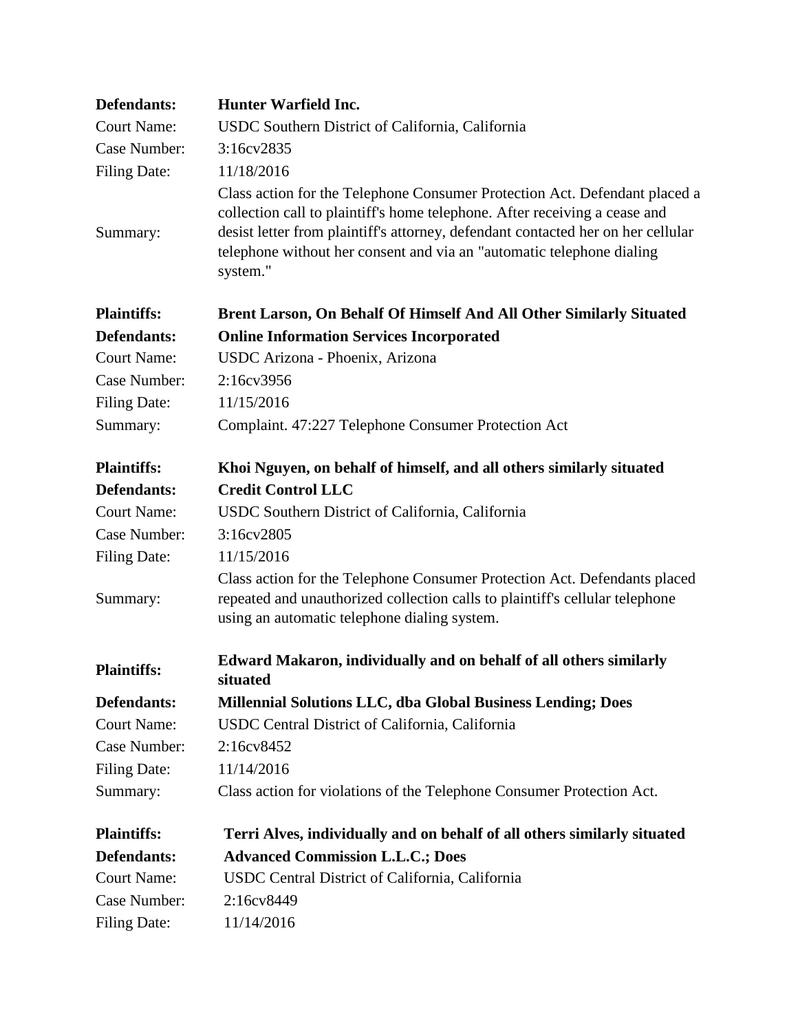| | |
|---|---|
| **Defendants:** | **Hunter Warfield Inc.** |
| Court Name: | USDC Southern District of California, California |
| Case Number: | 3:16cv2835 |
| Filing Date: | 11/18/2016 |
| Summary: | Class action for the Telephone Consumer Protection Act. Defendant placed a collection call to plaintiff's home telephone. After receiving a cease and desist letter from plaintiff's attorney, defendant contacted her on her cellular telephone without her consent and via an "automatic telephone dialing system." |

| | |
|---|---|
| **Plaintiffs:** | **Brent Larson, On Behalf Of Himself And All Other Similarly Situated** |
| **Defendants:** | **Online Information Services Incorporated** |
| Court Name: | USDC Arizona - Phoenix, Arizona |
| Case Number: | 2:16cv3956 |
| Filing Date: | 11/15/2016 |
| Summary: | Complaint. 47:227 Telephone Consumer Protection Act |

| | |
|---|---|
| **Plaintiffs:** | **Khoi Nguyen, on behalf of himself, and all others similarly situated** |
| **Defendants:** | **Credit Control LLC** |
| Court Name: | USDC Southern District of California, California |
| Case Number: | 3:16cv2805 |
| Filing Date: | 11/15/2016 |
| Summary: | Class action for the Telephone Consumer Protection Act. Defendants placed repeated and unauthorized collection calls to plaintiff's cellular telephone using an automatic telephone dialing system. |

| | |
|---|---|
| **Plaintiffs:** | **Edward Makaron, individually and on behalf of all others similarly situated** |
| **Defendants:** | **Millennial Solutions LLC, dba Global Business Lending; Does** |
| Court Name: | USDC Central District of California, California |
| Case Number: | 2:16cv8452 |
| Filing Date: | 11/14/2016 |
| Summary: | Class action for violations of the Telephone Consumer Protection Act. |

| | |
|---|---|
| **Plaintiffs:** | **Terri Alves, individually and on behalf of all others similarly situated** |
| **Defendants:** | **Advanced Commission L.L.C.; Does** |
| Court Name: | USDC Central District of California, California |
| Case Number: | 2:16cv8449 |
| Filing Date: | 11/14/2016 |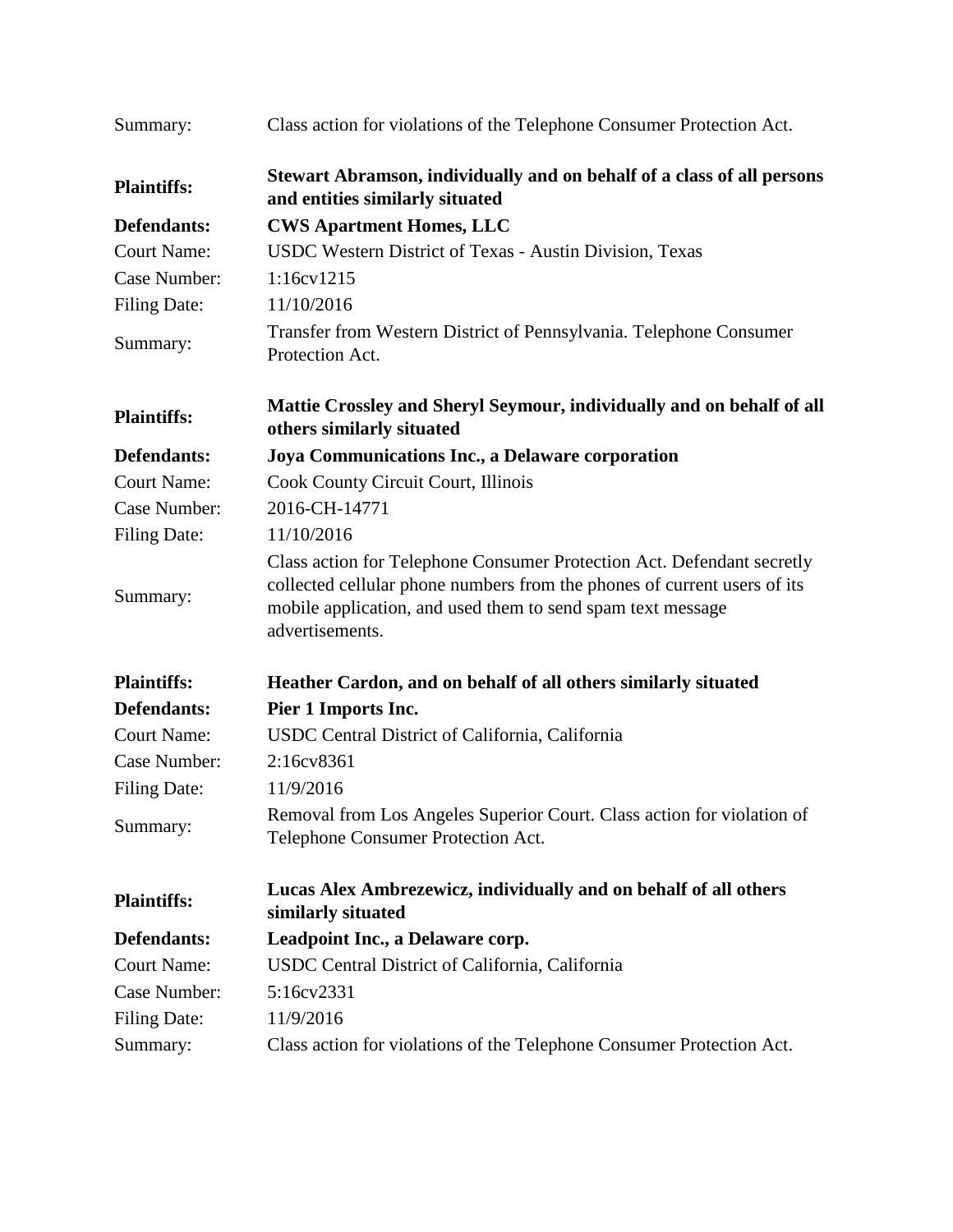Summary: Class action for violations of the Telephone Consumer Protection Act.

| | |
|---|---|
| **Plaintiffs:** | **Stewart Abramson, individually and on behalf of a class of all persons and entities similarly situated** |
| **Defendants:** | **CWS Apartment Homes, LLC** |
| Court Name: | USDC Western District of Texas - Austin Division, Texas |
| Case Number: | 1:16cv1215 |
| Filing Date: | 11/10/2016 |
| Summary: | Transfer from Western District of Pennsylvania. Telephone Consumer Protection Act. |

| | |
|---|---|
| **Plaintiffs:** | **Mattie Crossley and Sheryl Seymour, individually and on behalf of all others similarly situated** |
| **Defendants:** | **Joya Communications Inc., a Delaware corporation** |
| Court Name: | Cook County Circuit Court, Illinois |
| Case Number: | 2016-CH-14771 |
| Filing Date: | 11/10/2016 |
| Summary: | Class action for Telephone Consumer Protection Act. Defendant secretly collected cellular phone numbers from the phones of current users of its mobile application, and used them to send spam text message advertisements. |

| | |
|---|---|
| **Plaintiffs:** | **Heather Cardon, and on behalf of all others similarly situated** |
| **Defendants:** | **Pier 1 Imports Inc.** |
| Court Name: | USDC Central District of California, California |
| Case Number: | 2:16cv8361 |
| Filing Date: | 11/9/2016 |
| Summary: | Removal from Los Angeles Superior Court. Class action for violation of Telephone Consumer Protection Act. |

| | |
|---|---|
| **Plaintiffs:** | **Lucas Alex Ambrezewicz, individually and on behalf of all others similarly situated** |
| **Defendants:** | **Leadpoint Inc., a Delaware corp.** |
| Court Name: | USDC Central District of California, California |
| Case Number: | 5:16cv2331 |
| Filing Date: | 11/9/2016 |
| Summary: | Class action for violations of the Telephone Consumer Protection Act. |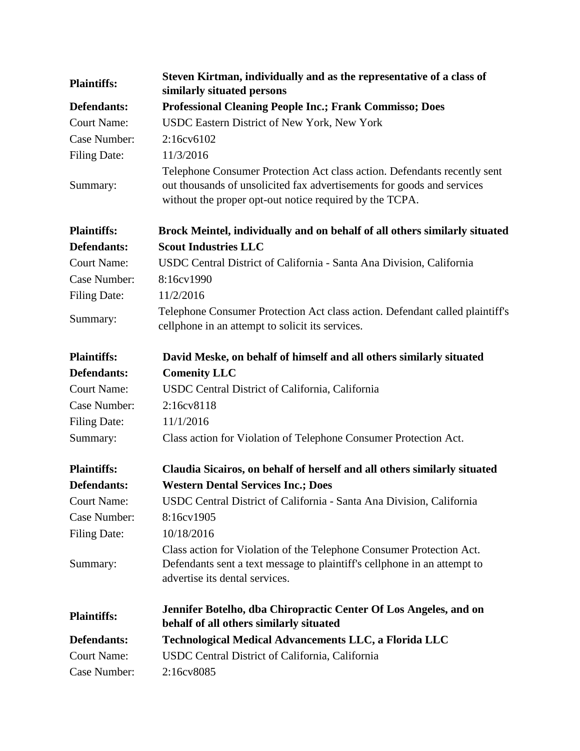| | |
|---|---|
| **Plaintiffs:** | **Steven Kirtman, individually and as the representative of a class of similarly situated persons** |
| **Defendants:** | **Professional Cleaning People Inc.; Frank Commisso; Does** |
| Court Name: | USDC Eastern District of New York, New York |
| Case Number: | 2:16cv6102 |
| Filing Date: | 11/3/2016 |
| Summary: | Telephone Consumer Protection Act class action. Defendants recently sent out thousands of unsolicited fax advertisements for goods and services without the proper opt-out notice required by the TCPA. |

| | |
|---|---|
| **Plaintiffs:** | **Brock Meintel, individually and on behalf of all others similarly situated** |
| **Defendants:** | **Scout Industries LLC** |
| Court Name: | USDC Central District of California - Santa Ana Division, California |
| Case Number: | 8:16cv1990 |
| Filing Date: | 11/2/2016 |
| Summary: | Telephone Consumer Protection Act class action. Defendant called plaintiff's cellphone in an attempt to solicit its services. |

| | |
|---|---|
| **Plaintiffs:** | **David Meske, on behalf of himself and all others similarly situated** |
| **Defendants:** | **Comenity LLC** |
| Court Name: | USDC Central District of California, California |
| Case Number: | 2:16cv8118 |
| Filing Date: | 11/1/2016 |
| Summary: | Class action for Violation of Telephone Consumer Protection Act. |

| | |
|---|---|
| **Plaintiffs:** | **Claudia Sicairos, on behalf of herself and all others similarly situated** |
| **Defendants:** | **Western Dental Services Inc.; Does** |
| Court Name: | USDC Central District of California - Santa Ana Division, California |
| Case Number: | 8:16cv1905 |
| Filing Date: | 10/18/2016 |
| Summary: | Class action for Violation of the Telephone Consumer Protection Act. Defendants sent a text message to plaintiff's cellphone in an attempt to advertise its dental services. |

| | |
|---|---|
| **Plaintiffs:** | **Jennifer Botelho, dba Chiropractic Center Of Los Angeles, and on behalf of all others similarly situated** |
| **Defendants:** | **Technological Medical Advancements LLC, a Florida LLC** |
| Court Name: | USDC Central District of California, California |
| Case Number: | 2:16cv8085 |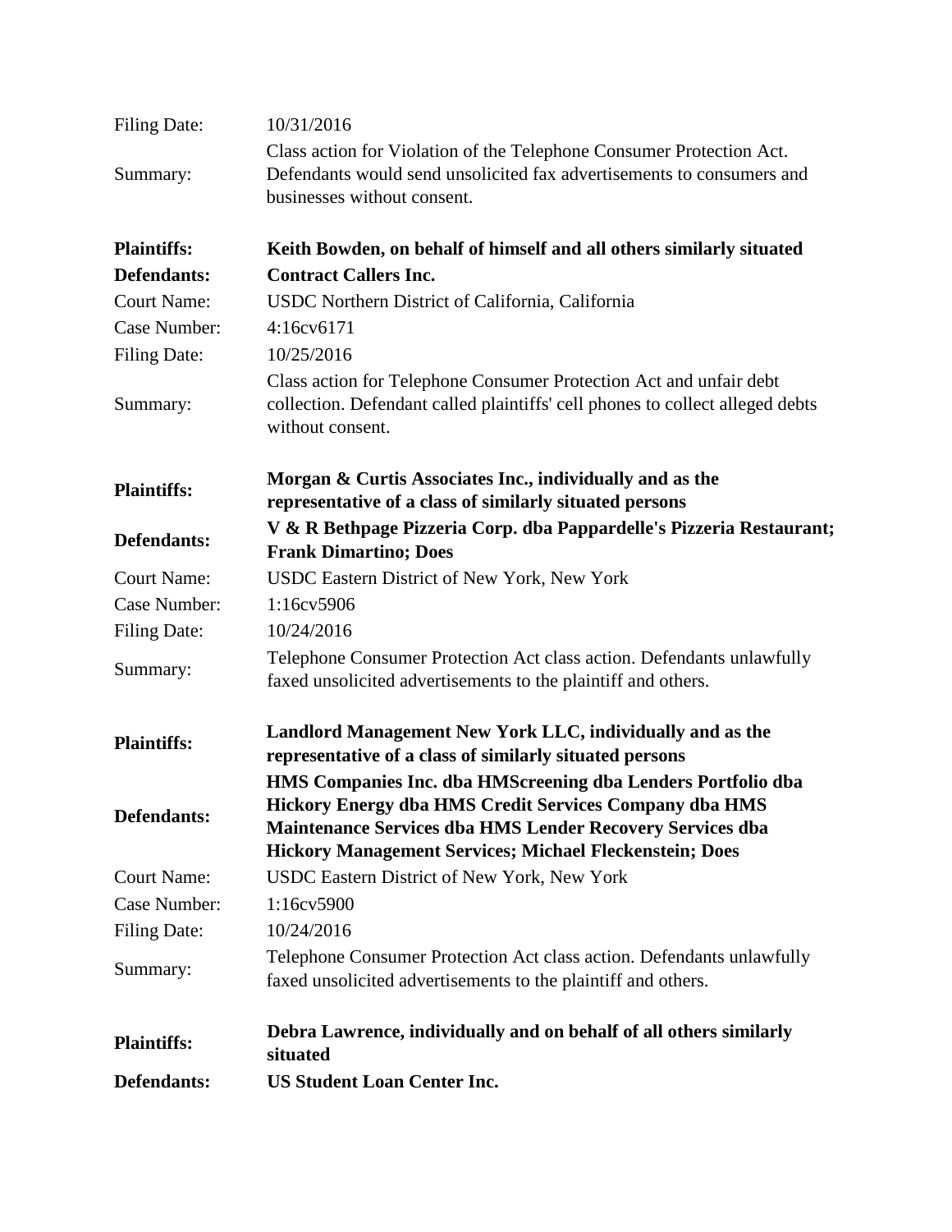| | |
|---|---|
| Filing Date: | 10/31/2016 |
| Summary: | Class action for Violation of the Telephone Consumer Protection Act. Defendants would send unsolicited fax advertisements to consumers and businesses without consent. |

| | |
|---|---|
| **Plaintiffs:** | **Keith Bowden, on behalf of himself and all others similarly situated** |
| **Defendants:** | **Contract Callers Inc.** |
| Court Name: | USDC Northern District of California, California |
| Case Number: | 4:16cv6171 |
| Filing Date: | 10/25/2016 |
| Summary: | Class action for Telephone Consumer Protection Act and unfair debt collection. Defendant called plaintiffs' cell phones to collect alleged debts without consent. |

| | |
|---|---|
| **Plaintiffs:** | **Morgan & Curtis Associates Inc., individually and as the representative of a class of similarly situated persons** |
| **Defendants:** | **V & R Bethpage Pizzeria Corp. dba Pappardelle's Pizzeria Restaurant; Frank Dimartino; Does** |
| Court Name: | USDC Eastern District of New York, New York |
| Case Number: | 1:16cv5906 |
| Filing Date: | 10/24/2016 |
| Summary: | Telephone Consumer Protection Act class action. Defendants unlawfully faxed unsolicited advertisements to the plaintiff and others. |

| | |
|---|---|
| **Plaintiffs:** | **Landlord Management New York LLC, individually and as the representative of a class of similarly situated persons** |
| **Defendants:** | **HMS Companies Inc. dba HMScreening dba Lenders Portfolio dba Hickory Energy dba HMS Credit Services Company dba HMS Maintenance Services dba HMS Lender Recovery Services dba Hickory Management Services; Michael Fleckenstein; Does** |
| Court Name: | USDC Eastern District of New York, New York |
| Case Number: | 1:16cv5900 |
| Filing Date: | 10/24/2016 |
| Summary: | Telephone Consumer Protection Act class action. Defendants unlawfully faxed unsolicited advertisements to the plaintiff and others. |

| | |
|---|---|
| **Plaintiffs:** | **Debra Lawrence, individually and on behalf of all others similarly situated** |
| **Defendants:** | **US Student Loan Center Inc.** |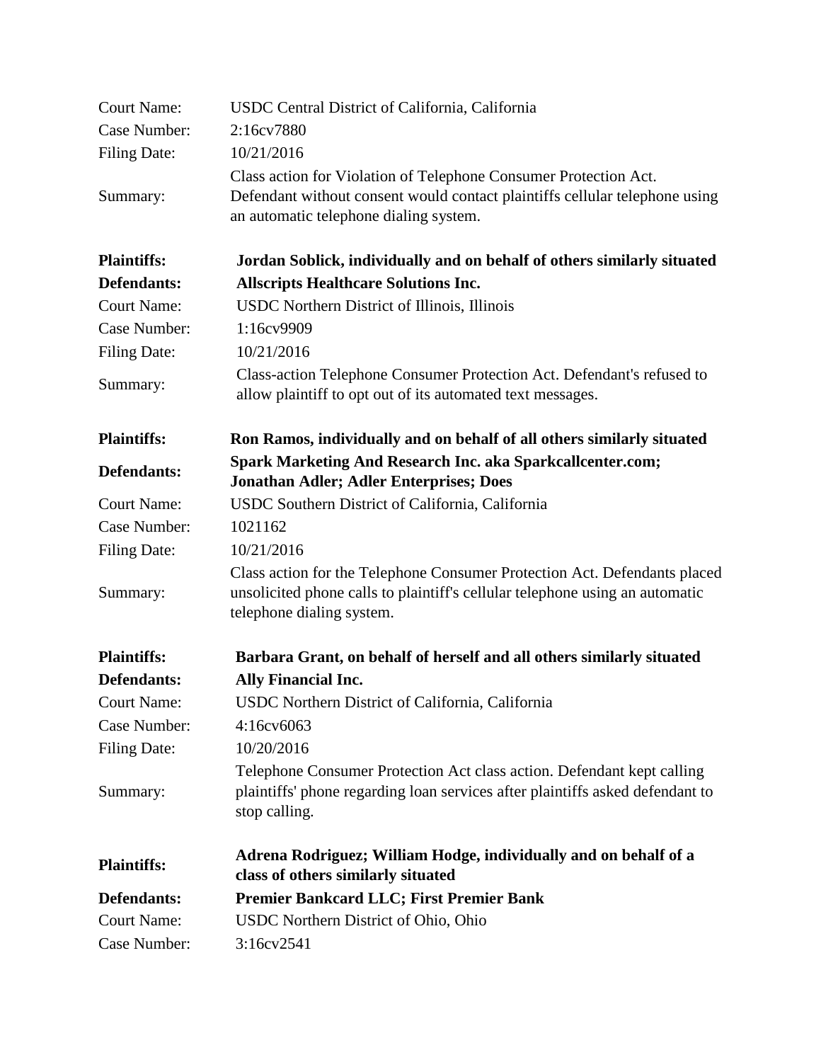| | |
|---|---|
| Court Name: | USDC Central District of California, California |
| Case Number: | 2:16cv7880 |
| Filing Date: | 10/21/2016 |
| Summary: | Class action for Violation of Telephone Consumer Protection Act. Defendant without consent would contact plaintiffs cellular telephone using an automatic telephone dialing system. |

| | |
|---|---|
| **Plaintiffs:** | **Jordan Soblick, individually and on behalf of others similarly situated** |
| **Defendants:** | **Allscripts Healthcare Solutions Inc.** |
| Court Name: | USDC Northern District of Illinois, Illinois |
| Case Number: | 1:16cv9909 |
| Filing Date: | 10/21/2016 |
| Summary: | Class-action Telephone Consumer Protection Act. Defendant's refused to allow plaintiff to opt out of its automated text messages. |

| | |
|---|---|
| **Plaintiffs:** | **Ron Ramos, individually and on behalf of all others similarly situated** |
| **Defendants:** | **Spark Marketing And Research Inc. aka Sparkcallcenter.com; Jonathan Adler; Adler Enterprises; Does** |
| Court Name: | USDC Southern District of California, California |
| Case Number: | 1021162 |
| Filing Date: | 10/21/2016 |
| Summary: | Class action for the Telephone Consumer Protection Act. Defendants placed unsolicited phone calls to plaintiff's cellular telephone using an automatic telephone dialing system. |

| | |
|---|---|
| **Plaintiffs:** | **Barbara Grant, on behalf of herself and all others similarly situated** |
| **Defendants:** | **Ally Financial Inc.** |
| Court Name: | USDC Northern District of California, California |
| Case Number: | 4:16cv6063 |
| Filing Date: | 10/20/2016 |
| Summary: | Telephone Consumer Protection Act class action. Defendant kept calling plaintiffs' phone regarding loan services after plaintiffs asked defendant to stop calling. |

| | |
|---|---|
| **Plaintiffs:** | **Adrena Rodriguez; William Hodge, individually and on behalf of a class of others similarly situated** |
| **Defendants:** | **Premier Bankcard LLC; First Premier Bank** |
| Court Name: | USDC Northern District of Ohio, Ohio |
| Case Number: | 3:16cv2541 |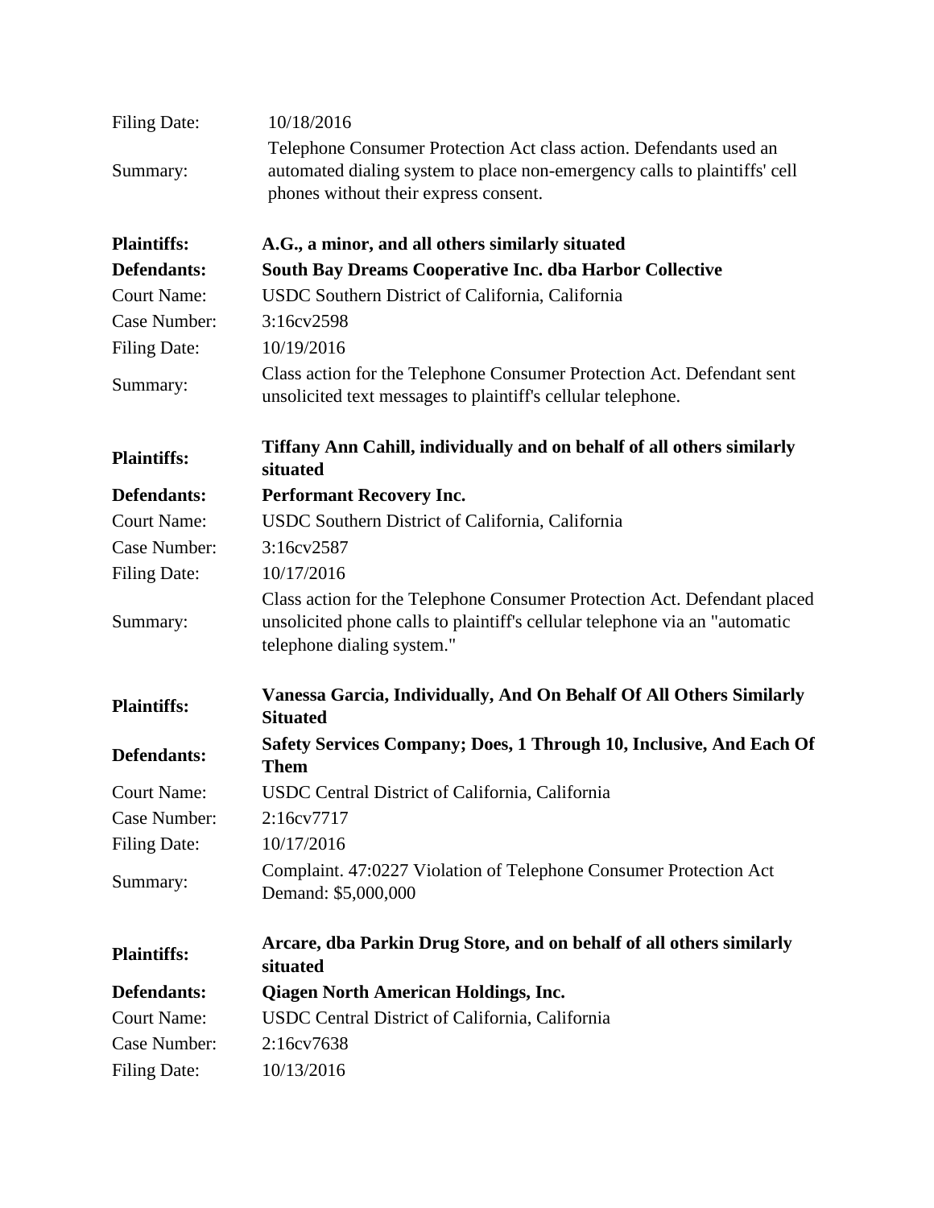| | |
|---|---|
| Filing Date: | 10/18/2016 |
| Summary: | Telephone Consumer Protection Act class action. Defendants used an automated dialing system to place non-emergency calls to plaintiffs' cell phones without their express consent. |

| | |
|---|---|
| **Plaintiffs:** | **A.G., a minor, and all others similarly situated** |
| **Defendants:** | **South Bay Dreams Cooperative Inc. dba Harbor Collective** |
| Court Name: | USDC Southern District of California, California |
| Case Number: | 3:16cv2598 |
| Filing Date: | 10/19/2016 |
| Summary: | Class action for the Telephone Consumer Protection Act. Defendant sent unsolicited text messages to plaintiff's cellular telephone. |

| | |
|---|---|
| **Plaintiffs:** | **Tiffany Ann Cahill, individually and on behalf of all others similarly situated** |
| **Defendants:** | **Performant Recovery Inc.** |
| Court Name: | USDC Southern District of California, California |
| Case Number: | 3:16cv2587 |
| Filing Date: | 10/17/2016 |
| Summary: | Class action for the Telephone Consumer Protection Act. Defendant placed unsolicited phone calls to plaintiff's cellular telephone via an "automatic telephone dialing system." |

| | |
|---|---|
| **Plaintiffs:** | **Vanessa Garcia, Individually, And On Behalf Of All Others Similarly Situated** |
| **Defendants:** | **Safety Services Company; Does, 1 Through 10, Inclusive, And Each Of Them** |
| Court Name: | USDC Central District of California, California |
| Case Number: | 2:16cv7717 |
| Filing Date: | 10/17/2016 |
| Summary: | Complaint. 47:0227 Violation of Telephone Consumer Protection Act Demand: $5,000,000 |

| | |
|---|---|
| **Plaintiffs:** | **Arcare, dba Parkin Drug Store, and on behalf of all others similarly situated** |
| **Defendants:** | **Qiagen North American Holdings, Inc.** |
| Court Name: | USDC Central District of California, California |
| Case Number: | 2:16cv7638 |
| Filing Date: | 10/13/2016 |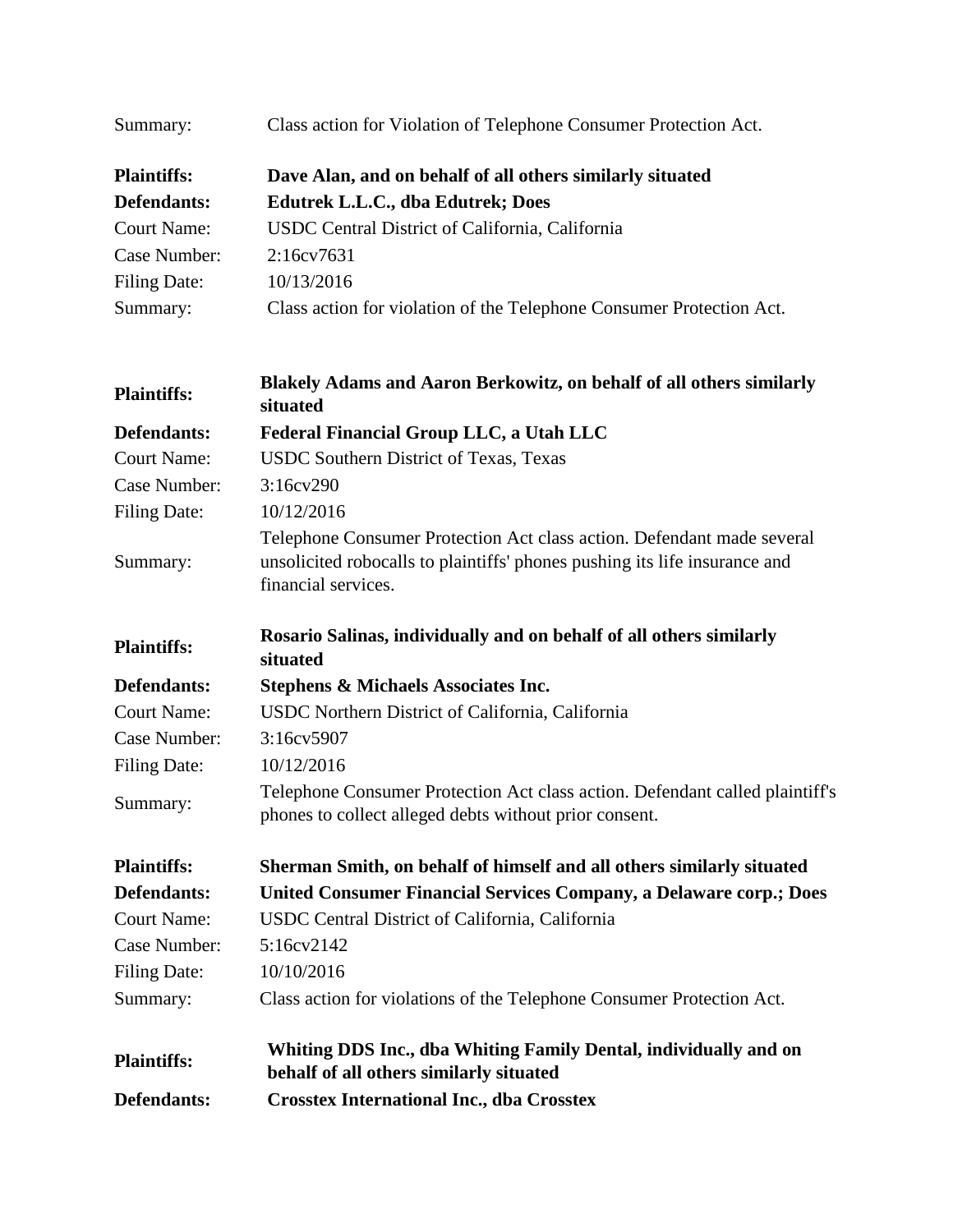Summary: Class action for Violation of Telephone Consumer Protection Act.

**Plaintiffs:** **Dave Alan, and on behalf of all others similarly situated**
**Defendants:** **Edutrek L.L.C., dba Edutrek; Does**
Court Name: USDC Central District of California, California
Case Number: 2:16cv7631
Filing Date: 10/13/2016
Summary: Class action for violation of the Telephone Consumer Protection Act.

**Plaintiffs:** **Blakely Adams and Aaron Berkowitz, on behalf of all others similarly situated**
**Defendants:** **Federal Financial Group LLC, a Utah LLC**
Court Name: USDC Southern District of Texas, Texas
Case Number: 3:16cv290
Filing Date: 10/12/2016
Summary: Telephone Consumer Protection Act class action. Defendant made several unsolicited robocalls to plaintiffs' phones pushing its life insurance and financial services.

**Plaintiffs:** **Rosario Salinas, individually and on behalf of all others similarly situated**
**Defendants:** **Stephens & Michaels Associates Inc.**
Court Name: USDC Northern District of California, California
Case Number: 3:16cv5907
Filing Date: 10/12/2016
Summary: Telephone Consumer Protection Act class action. Defendant called plaintiff's phones to collect alleged debts without prior consent.

**Plaintiffs:** **Sherman Smith, on behalf of himself and all others similarly situated**
**Defendants:** **United Consumer Financial Services Company, a Delaware corp.; Does**
Court Name: USDC Central District of California, California
Case Number: 5:16cv2142
Filing Date: 10/10/2016
Summary: Class action for violations of the Telephone Consumer Protection Act.

**Plaintiffs:** **Whiting DDS Inc., dba Whiting Family Dental, individually and on behalf of all others similarly situated**
**Defendants:** **Crosstex International Inc., dba Crosstex**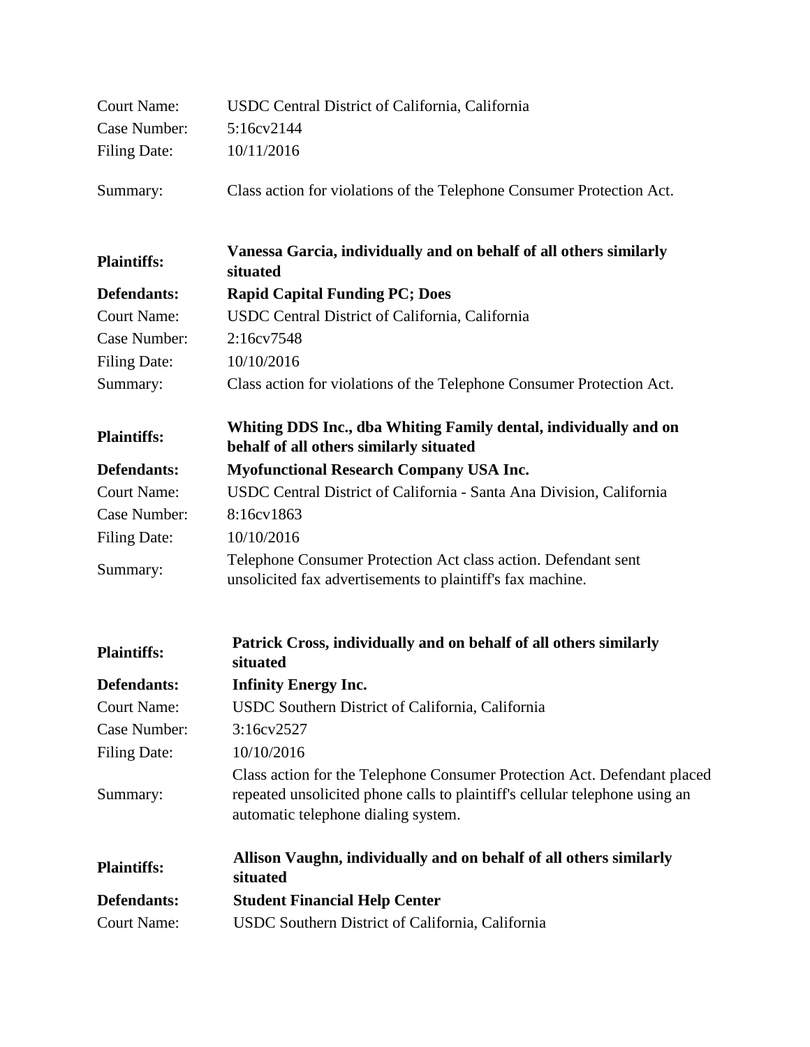| | |
|---|---|
| Court Name: | USDC Central District of California, California |
| Case Number: | 5:16cv2144 |
| Filing Date: | 10/11/2016 |
| Summary: | Class action for violations of the Telephone Consumer Protection Act. |

| | |
|---|---|
| **Plaintiffs:** | **Vanessa Garcia, individually and on behalf of all others similarly situated** |
| **Defendants:** | **Rapid Capital Funding PC; Does** |
| Court Name: | USDC Central District of California, California |
| Case Number: | 2:16cv7548 |
| Filing Date: | 10/10/2016 |
| Summary: | Class action for violations of the Telephone Consumer Protection Act. |

| | |
|---|---|
| **Plaintiffs:** | **Whiting DDS Inc., dba Whiting Family dental, individually and on behalf of all others similarly situated** |
| **Defendants:** | **Myofunctional Research Company USA Inc.** |
| Court Name: | USDC Central District of California - Santa Ana Division, California |
| Case Number: | 8:16cv1863 |
| Filing Date: | 10/10/2016 |
| Summary: | Telephone Consumer Protection Act class action. Defendant sent unsolicited fax advertisements to plaintiff's fax machine. |

| | |
|---|---|
| **Plaintiffs:** | **Patrick Cross, individually and on behalf of all others similarly situated** |
| **Defendants:** | **Infinity Energy Inc.** |
| Court Name: | USDC Southern District of California, California |
| Case Number: | 3:16cv2527 |
| Filing Date: | 10/10/2016 |
| Summary: | Class action for the Telephone Consumer Protection Act. Defendant placed repeated unsolicited phone calls to plaintiff's cellular telephone using an automatic telephone dialing system. |

| | |
|---|---|
| **Plaintiffs:** | **Allison Vaughn, individually and on behalf of all others similarly situated** |
| **Defendants:** | **Student Financial Help Center** |
| Court Name: | USDC Southern District of California, California |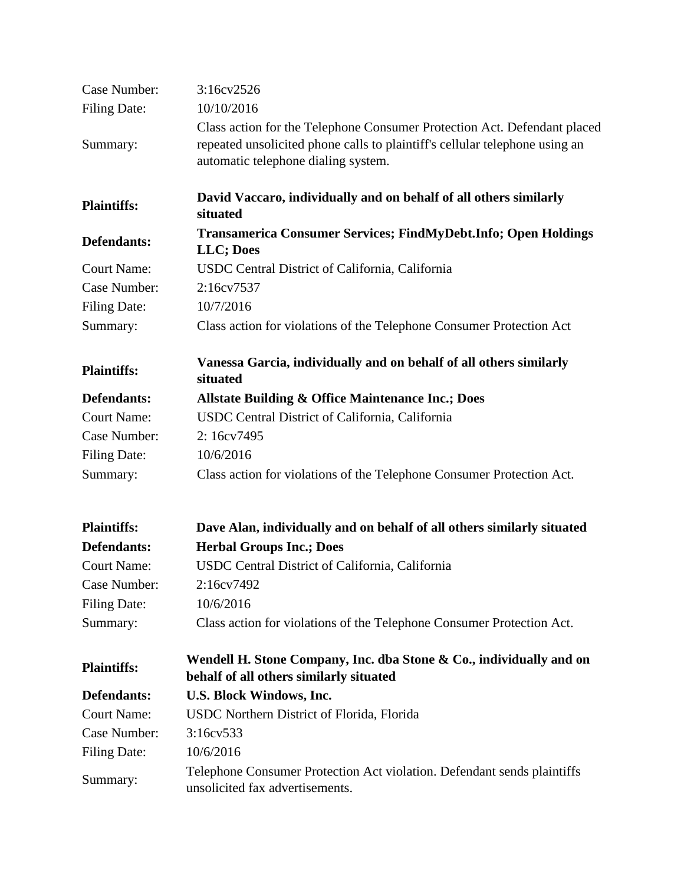Case Number: 3:16cv2526

Filing Date: 10/10/2016

Summary: Class action for the Telephone Consumer Protection Act. Defendant placed repeated unsolicited phone calls to plaintiff's cellular telephone using an automatic telephone dialing system.

**Plaintiffs:** **David Vaccaro, individually and on behalf of all others similarly situated**

**Defendants:** **Transamerica Consumer Services; FindMyDebt.Info; Open Holdings LLC; Does**

Court Name: USDC Central District of California, California

Case Number: 2:16cv7537

Filing Date: 10/7/2016

Summary: Class action for violations of the Telephone Consumer Protection Act

**Plaintiffs:** **Vanessa Garcia, individually and on behalf of all others similarly situated**

**Defendants:** **Allstate Building & Office Maintenance Inc.; Does**

Court Name: USDC Central District of California, California

Case Number: 2: 16cv7495

Filing Date: 10/6/2016

Summary: Class action for violations of the Telephone Consumer Protection Act.

**Plaintiffs:** **Dave Alan, individually and on behalf of all others similarly situated**

**Defendants:** **Herbal Groups Inc.; Does**

Court Name: USDC Central District of California, California

Case Number: 2:16cv7492

Filing Date: 10/6/2016

Summary: Class action for violations of the Telephone Consumer Protection Act.

**Plaintiffs:** **Wendell H. Stone Company, Inc. dba Stone & Co., individually and on behalf of all others similarly situated**

**Defendants:** **U.S. Block Windows, Inc.**

Court Name: USDC Northern District of Florida, Florida

Case Number: 3:16cv533

Filing Date: 10/6/2016

Summary: Telephone Consumer Protection Act violation. Defendant sends plaintiffs unsolicited fax advertisements.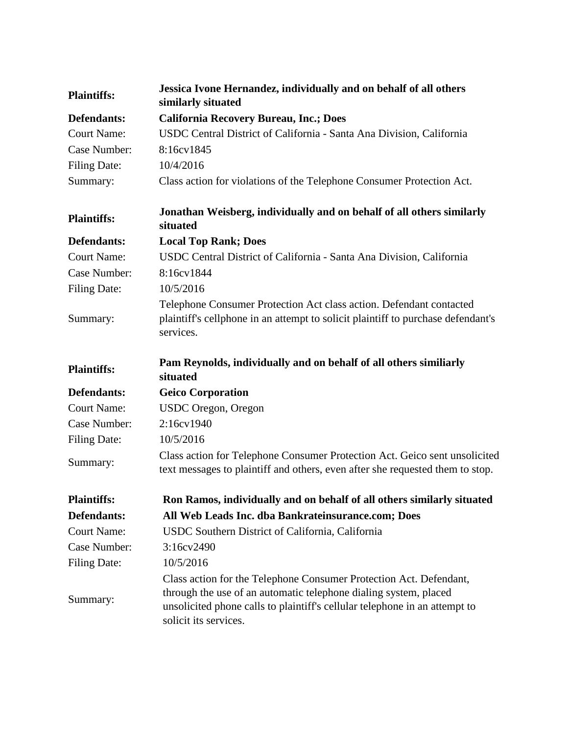| | |
|---|---|
| **Plaintiffs:** | **Jessica Ivone Hernandez, individually and on behalf of all others similarly situated** |
| **Defendants:** | **California Recovery Bureau, Inc.; Does** |
| Court Name: | USDC Central District of California - Santa Ana Division, California |
| Case Number: | 8:16cv1845 |
| Filing Date: | 10/4/2016 |
| Summary: | Class action for violations of the Telephone Consumer Protection Act. |

| | |
|---|---|
| **Plaintiffs:** | **Jonathan Weisberg, individually and on behalf of all others similarly situated** |
| **Defendants:** | **Local Top Rank; Does** |
| Court Name: | USDC Central District of California - Santa Ana Division, California |
| Case Number: | 8:16cv1844 |
| Filing Date: | 10/5/2016 |
| Summary: | Telephone Consumer Protection Act class action. Defendant contacted plaintiff's cellphone in an attempt to solicit plaintiff to purchase defendant's services. |

| | |
|---|---|
| **Plaintiffs:** | **Pam Reynolds, individually and on behalf of all others similiarly situated** |
| **Defendants:** | **Geico Corporation** |
| Court Name: | USDC Oregon, Oregon |
| Case Number: | 2:16cv1940 |
| Filing Date: | 10/5/2016 |
| Summary: | Class action for Telephone Consumer Protection Act. Geico sent unsolicited text messages to plaintiff and others, even after she requested them to stop. |

| | |
|---|---|
| **Plaintiffs:** | **Ron Ramos, individually and on behalf of all others similarly situated** |
| **Defendants:** | **All Web Leads Inc. dba Bankrateinsurance.com; Does** |
| Court Name: | USDC Southern District of California, California |
| Case Number: | 3:16cv2490 |
| Filing Date: | 10/5/2016 |
| Summary: | Class action for the Telephone Consumer Protection Act. Defendant, through the use of an automatic telephone dialing system, placed unsolicited phone calls to plaintiff's cellular telephone in an attempt to solicit its services. |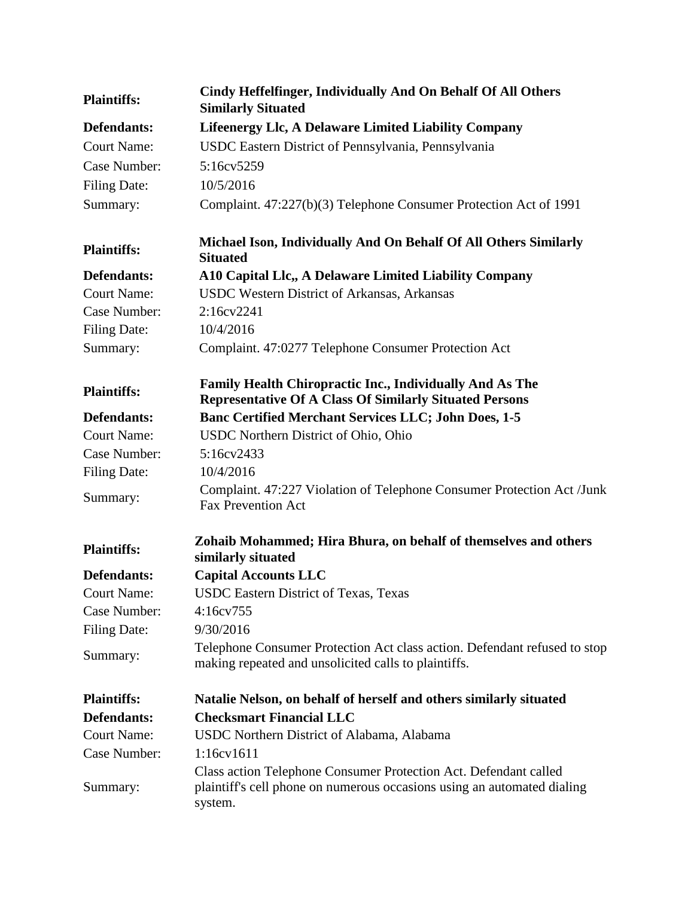| | |
|---|---|
| **Plaintiffs:** | **Cindy Heffelfinger, Individually And On Behalf Of All Others Similarly Situated** |
| **Defendants:** | **Lifeenergy Llc, A Delaware Limited Liability Company** |
| Court Name: | USDC Eastern District of Pennsylvania, Pennsylvania |
| Case Number: | 5:16cv5259 |
| Filing Date: | 10/5/2016 |
| Summary: | Complaint. 47:227(b)(3) Telephone Consumer Protection Act of 1991 |

| | |
|---|---|
| **Plaintiffs:** | **Michael Ison, Individually And On Behalf Of All Others Similarly Situated** |
| **Defendants:** | **A10 Capital Llc,, A Delaware Limited Liability Company** |
| Court Name: | USDC Western District of Arkansas, Arkansas |
| Case Number: | 2:16cv2241 |
| Filing Date: | 10/4/2016 |
| Summary: | Complaint. 47:0277 Telephone Consumer Protection Act |

| | |
|---|---|
| **Plaintiffs:** | **Family Health Chiropractic Inc., Individually And As The Representative Of A Class Of Similarly Situated Persons** |
| **Defendants:** | **Banc Certified Merchant Services LLC; John Does, 1-5** |
| Court Name: | USDC Northern District of Ohio, Ohio |
| Case Number: | 5:16cv2433 |
| Filing Date: | 10/4/2016 |
| Summary: | Complaint. 47:227 Violation of Telephone Consumer Protection Act /Junk Fax Prevention Act |

| | |
|---|---|
| **Plaintiffs:** | **Zohaib Mohammed; Hira Bhura, on behalf of themselves and others similarly situated** |
| **Defendants:** | **Capital Accounts LLC** |
| Court Name: | USDC Eastern District of Texas, Texas |
| Case Number: | 4:16cv755 |
| Filing Date: | 9/30/2016 |
| Summary: | Telephone Consumer Protection Act class action. Defendant refused to stop making repeated and unsolicited calls to plaintiffs. |

| | |
|---|---|
| **Plaintiffs:** | **Natalie Nelson, on behalf of herself and others similarly situated** |
| **Defendants:** | **Checksmart Financial LLC** |
| Court Name: | USDC Northern District of Alabama, Alabama |
| Case Number: | 1:16cv1611 |
| Summary: | Class action Telephone Consumer Protection Act. Defendant called plaintiff's cell phone on numerous occasions using an automated dialing system. |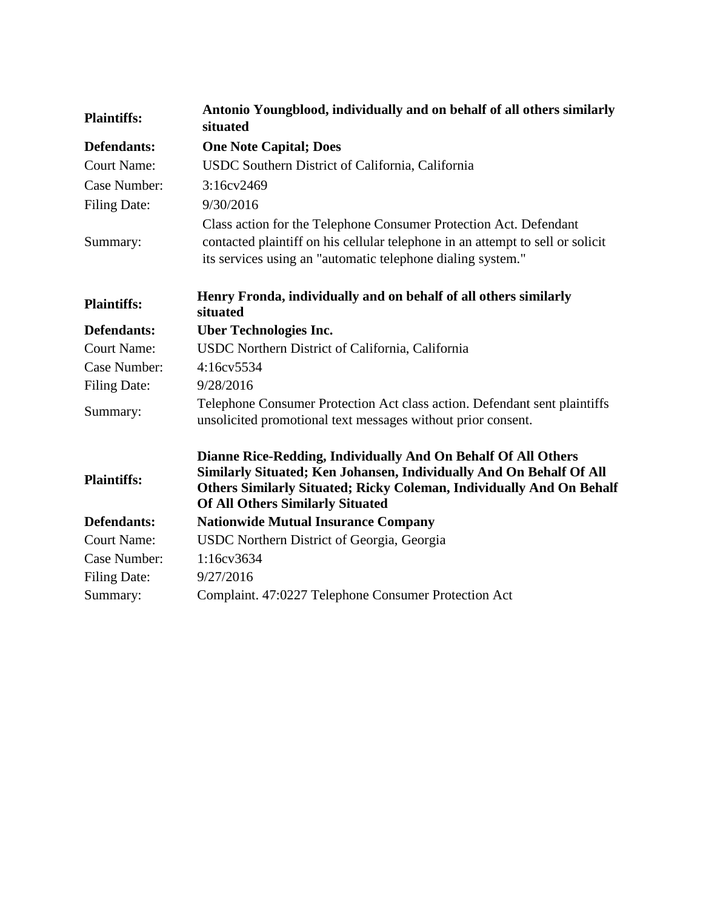| | |
|---|---|
| **Plaintiffs:** | **Antonio Youngblood, individually and on behalf of all others similarly situated** |
| **Defendants:** | **One Note Capital; Does** |
| Court Name: | USDC Southern District of California, California |
| Case Number: | 3:16cv2469 |
| Filing Date: | 9/30/2016 |
| Summary: | Class action for the Telephone Consumer Protection Act. Defendant contacted plaintiff on his cellular telephone in an attempt to sell or solicit its services using an "automatic telephone dialing system." |

| | |
|---|---|
| **Plaintiffs:** | **Henry Fronda, individually and on behalf of all others similarly situated** |
| **Defendants:** | **Uber Technologies Inc.** |
| Court Name: | USDC Northern District of California, California |
| Case Number: | 4:16cv5534 |
| Filing Date: | 9/28/2016 |
| Summary: | Telephone Consumer Protection Act class action. Defendant sent plaintiffs unsolicited promotional text messages without prior consent. |

| | |
|---|---|
| **Plaintiffs:** | **Dianne Rice-Redding, Individually And On Behalf Of All Others Similarly Situated; Ken Johansen, Individually And On Behalf Of All Others Similarly Situated; Ricky Coleman, Individually And On Behalf Of All Others Similarly Situated** |
| **Defendants:** | **Nationwide Mutual Insurance Company** |
| Court Name: | USDC Northern District of Georgia, Georgia |
| Case Number: | 1:16cv3634 |
| Filing Date: | 9/27/2016 |
| Summary: | Complaint. 47:0227 Telephone Consumer Protection Act |